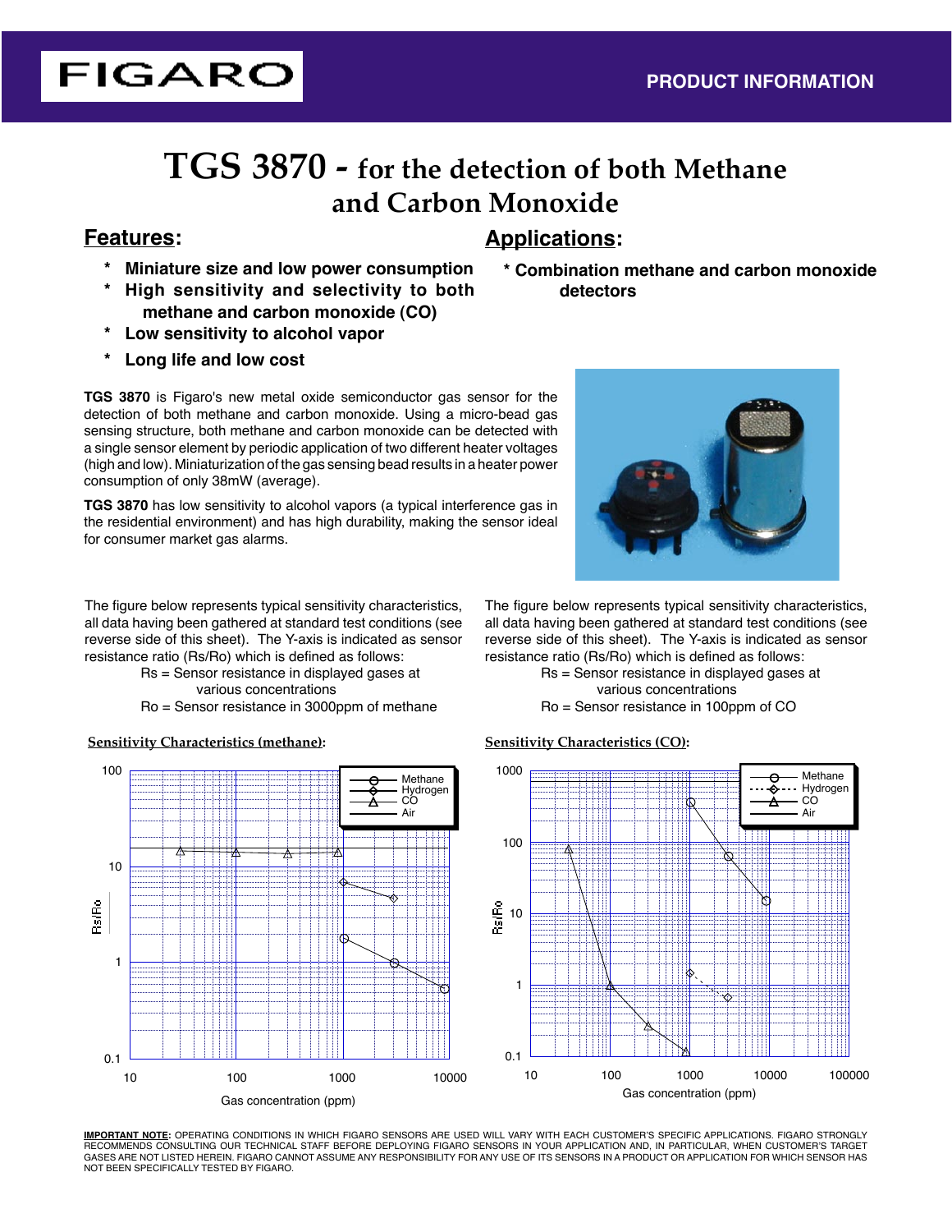FIGARO

PRODUCT INFORMATION

# TGS 3870 - for the detection of both Methane and Carbon Monoxide

## Features:

- Miniature size and low power consumption
- High sensitivity and selectivity to both methane and carbon monoxide (CO)
- Low sensitivity to alcohol vapor
- Long life and low cost

## Applications:

- Combination methane and carbon monoxide detectors

**TGS 3870** is Figaro's new metal oxide semiconductor gas sensor for the detection of both methane and carbon monoxide. Using a micro-bead gas sensing structure, both methane and carbon monoxide can be detected with a single sensor element by periodic application of two different heater voltages (high and low). Miniaturization of the gas sensing bead results in a heater power consumption of only 38mW (average).

**TGS 3870** has low sensitivity to alcohol vapors (a typical interference gas in the residential environment) and has high durability, making the sensor ideal for consumer market gas alarms.

The figure below represents typical sensitivity characteristics, all data having been gathered at standard test conditions (see reverse side of this sheet). The Y-axis is indicated as sensor resistance ratio (Rs/Ro) which is defined as follows:

Rs = Sensor resistance in displayed gases at various concentrations

Ro = Sensor resistance in 3000ppm of methane

**Sensitivity Characteristics (methane):**

Methane
Hydrogen
CO
Air

Rs/Ro

100
10
1
0.1

10
100
1000
10000

Gas concentration (ppm)

The figure below represents typical sensitivity characteristics, all data having been gathered at standard test conditions (see reverse side of this sheet). The Y-axis is indicated as sensor resistance ratio (Rs/Ro) which is defined as follows:

Rs = Sensor resistance in displayed gases at various concentrations

Ro = Sensor resistance in 100ppm of CO

**Sensitivity Characteristics (CO):**

Methane
Hydrogen
CO
Air

Rs/Ro

1000
100
10
1
0.1

10
100
1000
10000
100000

Gas concentration (ppm)

**IMPORTANT NOTE:** OPERATING CONDITIONS IN WHICH FIGARO SENSORS ARE USED WILL VARY WITH EACH CUSTOMER'S SPECIFIC APPLICATIONS. FIGARO STRONGLY RECOMMENDS CONSULTING OUR TECHNICAL STAFF BEFORE DEPLOYING FIGARO SENSORS IN YOUR APPLICATION AND, IN PARTICULAR, WHEN CUSTOMER'S TARGET GASES ARE NOT LISTED HEREIN. FIGARO CANNOT ASSUME ANY RESPONSIBILITY FOR ANY USE OF ITS SENSORS IN A PRODUCT OR APPLICATION FOR WHICH SENSOR HAS NOT BEEN SPECIFICALLY TESTED BY FIGARO.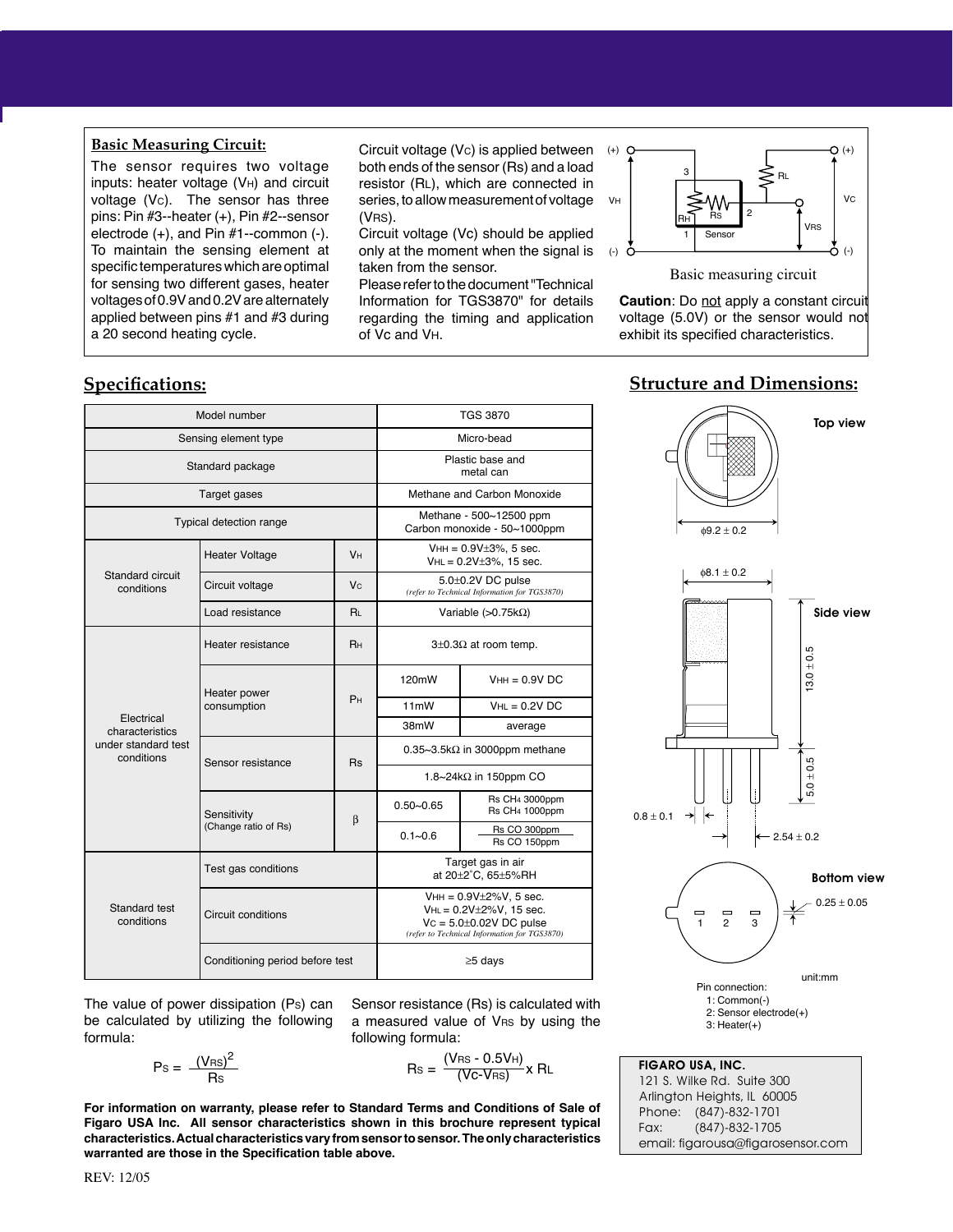## Basic Measuring Circuit:

The sensor requires two voltage inputs: heater voltage ($V_H$) and circuit voltage ($V_C$). The sensor has three pins: Pin #3--heater (+), Pin #2--sensor electrode (+), and Pin #1--common (-). To maintain the sensing element at specific temperatures which are optimal for sensing two different gases, heater voltages of 0.9V and 0.2V are alternately applied between pins #1 and #3 during a 20 second heating cycle.

Circuit voltage ($V_C$) is applied between both ends of the sensor (Rs) and a load resistor ($R_L$), which are connected in series, to allow measurement of voltage ($V_{RS}$).

Circuit voltage (Vc) should be applied only at the moment when the signal is taken from the sensor.

Please refer to the document "Technical Information for TGS3870" for details regarding the timing and application of Vc and $V_H$.

(+)
(+)
3
RL
VH
VC
RH
RS
2
VRS
1
Sensor
(-)
(-)

Basic measuring circuit

**Caution**: Do not apply a constant circuit voltage (5.0V) or the sensor would not exhibit its specified characteristics.

## Specifications:

| | | | | |
|---|---|---|---|---|
| Model number | | | TGS 3870 | |
| Sensing element type | | | Micro-bead | |
| Standard package | | | Plastic base and metal can | |
| Target gases | | | Methane and Carbon Monoxide | |
| Typical detection range | | | Methane - 500~12500 ppm<br>Carbon monoxide - 50~1000ppm | |
| Standard circuit conditions | Heater Voltage | $V_H$ | $V_{HH}$ = 0.9V±3%, 5 sec.<br>$V_{HL}$ = 0.2V±3%, 15 sec. | |
| | Circuit voltage | $V_C$ | 5.0±0.2V DC pulse<br>*(refer to Technical Information for TGS3870)* | |
| | Load resistance | $R_L$ | Variable (>0.75kΩ) | |
| Electrical characteristics under standard test conditions | Heater resistance | $R_H$ | 3±0.3Ω at room temp. | |
| | Heater power consumption | $P_H$ | 120mW | $V_{HH}$ = 0.9V DC |
| | | | 11mW | $V_{HL}$ = 0.2V DC |
| | | | 38mW | average |
| | Sensor resistance | Rs | 0.35~3.5kΩ in 3000ppm methane | |
| | | | 1.8~24kΩ in 150ppm CO | |
| | Sensitivity (Change ratio of Rs) | β | 0.50~0.65 | $\frac{\text{Rs } CH_4 \text{ 3000ppm}}{\text{Rs } CH_4 \text{ 1000ppm}}$ |
| | | | 0.1~0.6 | $\frac{\text{Rs CO 300ppm}}{\text{Rs CO 150ppm}}$ |
| Standard test conditions | Test gas conditions | | Target gas in air<br>at 20±2°C, 65±5%RH | |
| | Circuit conditions | | $V_{HH}$ = 0.9V±2%V, 5 sec.<br>$V_{HL}$ = 0.2V±2%V, 15 sec.<br>$V_C$ = 5.0±0.02V DC pulse<br>*(refer to Technical Information for TGS3870)* | |
| | Conditioning period before test | | ≥5 days | |

The value of power dissipation ($P_S$) can be calculated by utilizing the following formula:

$$P_S = \frac{(V_{RS})^2}{R_S}$$

Sensor resistance (Rs) is calculated with a measured value of $V_{RS}$ by using the following formula:

$$R_S = \frac{(V_{RS} - 0.5V_H)}{(V_C - V_{RS})} \times R_L$$

**For information on warranty, please refer to Standard Terms and Conditions of Sale of Figaro USA Inc. All sensor characteristics shown in this brochure represent typical characteristics. Actual characteristics vary from sensor to sensor. The only characteristics warranted are those in the Specification table above.**

## Structure and Dimensions:

Top view

φ9.2 ± 0.2

φ8.1 ± 0.2

Side view

13.0 ± 0.5

5.0 ± 0.5

0.8 ± 0.1

2.54 ± 0.2

Bottom view

0.25 ± 0.05

1 2 3

unit:mm

Pin connection:
1: Common(-)
2: Sensor electrode(+)
3: Heater(+)

**FIGARO USA, INC.**
121 S. Wilke Rd. Suite 300
Arlington Heights, IL 60005
Phone: (847)-832-1701
Fax: (847)-832-1705
email: figarousa@figarosensor.com

REV: 12/05